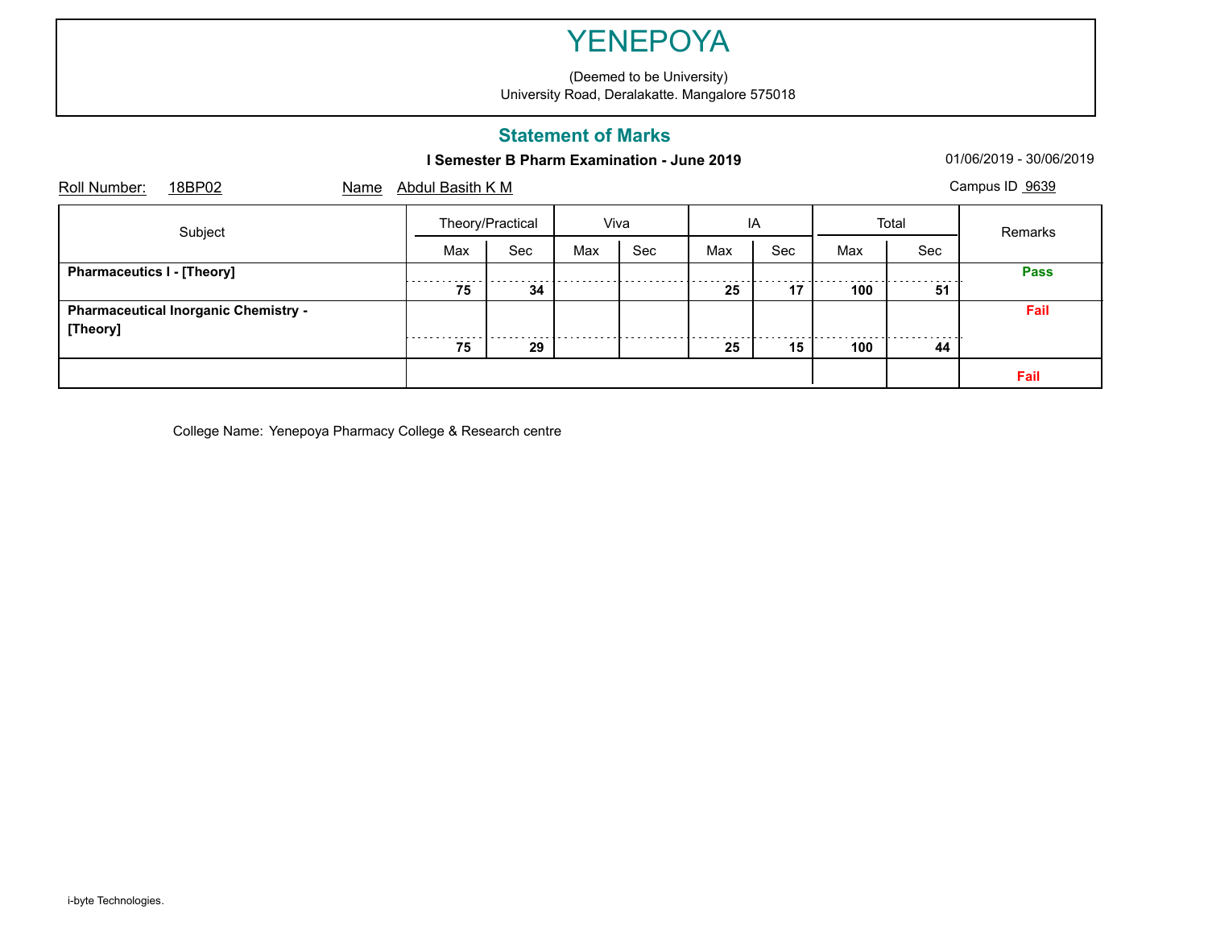# YENEPOYA

(Deemed to be University)
University Road, Deralakatte. Mangalore 575018

## Statement of Marks

**I Semester B Pharm Examination - June 2019**

01/06/2019 - 30/06/2019

Roll Number: 18BP02 Name Abdul Basith K M Campus ID 9639

| Subject | Theory/Practical | | Viva | | IA | | Total | | Remarks |
|---|---|---|---|---|---|---|---|---|---|
| | Max | Sec | Max | Sec | Max | Sec | Max | Sec | |
| **Pharmaceutics I - [Theory]** | **75** | **34** | | | **25** | **17** | **100** | **51** | **Pass** |
| **Pharmaceutical Inorganic Chemistry - [Theory]** | **75** | **29** | | | **25** | **15** | **100** | **44** | **Fail** |
| | | | | | | | | | **Fail** |

College Name: Yenepoya Pharmacy College & Research centre

i-byte Technologies.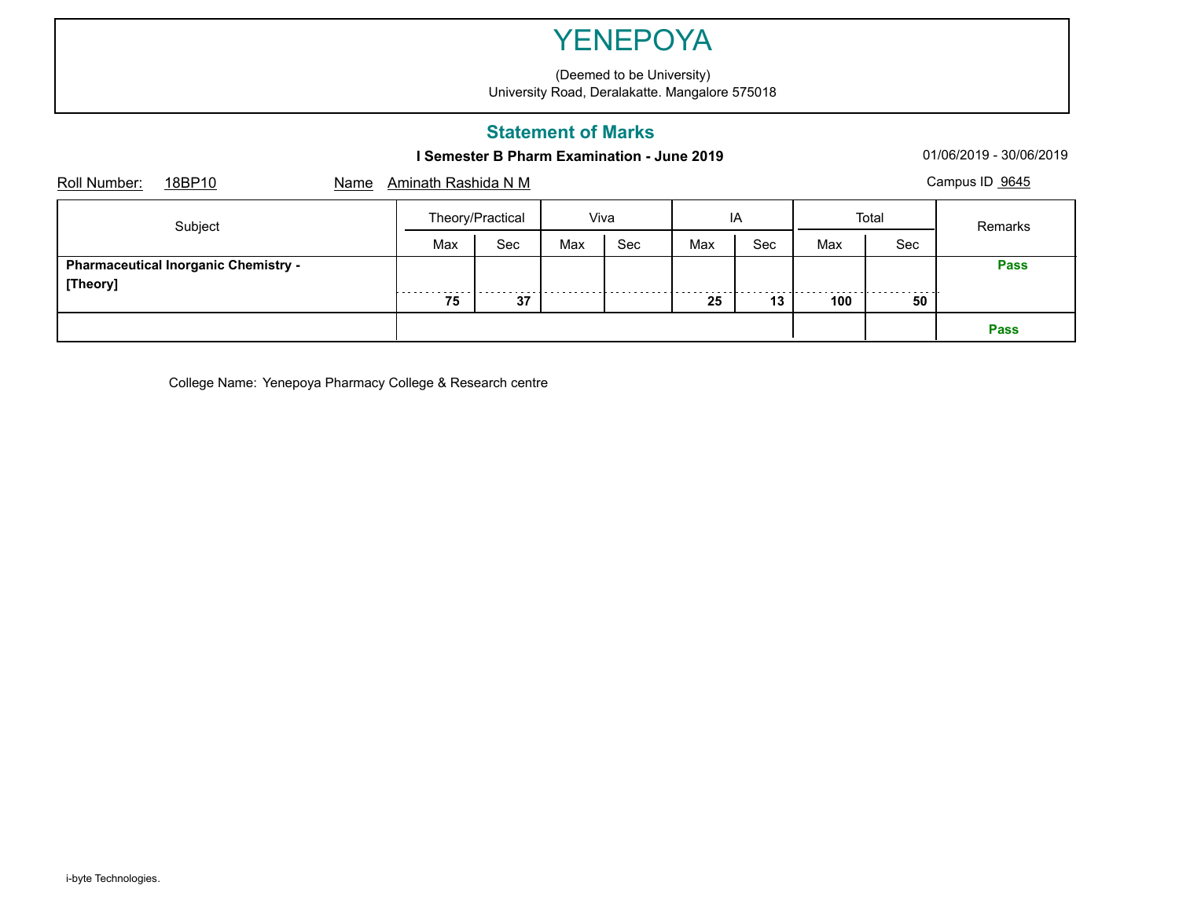# YENEPOYA

(Deemed to be University)
University Road, Deralakatte. Mangalore 575018

## Statement of Marks

**I Semester B Pharm Examination - June 2019**

01/06/2019 - 30/06/2019

Roll Number: 18BP10 Name Aminath Rashida N M Campus ID 9645

| Subject | Theory/Practical | | Viva | | IA | | Total | | Remarks |
|---|---|---|---|---|---|---|---|---|---|
| | Max | Sec | Max | Sec | Max | Sec | Max | Sec | |
| **Pharmaceutical Inorganic Chemistry - [Theory]** | **75** | **37** | | | **25** | **13** | **100** | **50** | **Pass** |
| | | | | | | | | | **Pass** |

College Name: Yenepoya Pharmacy College & Research centre

i-byte Technologies.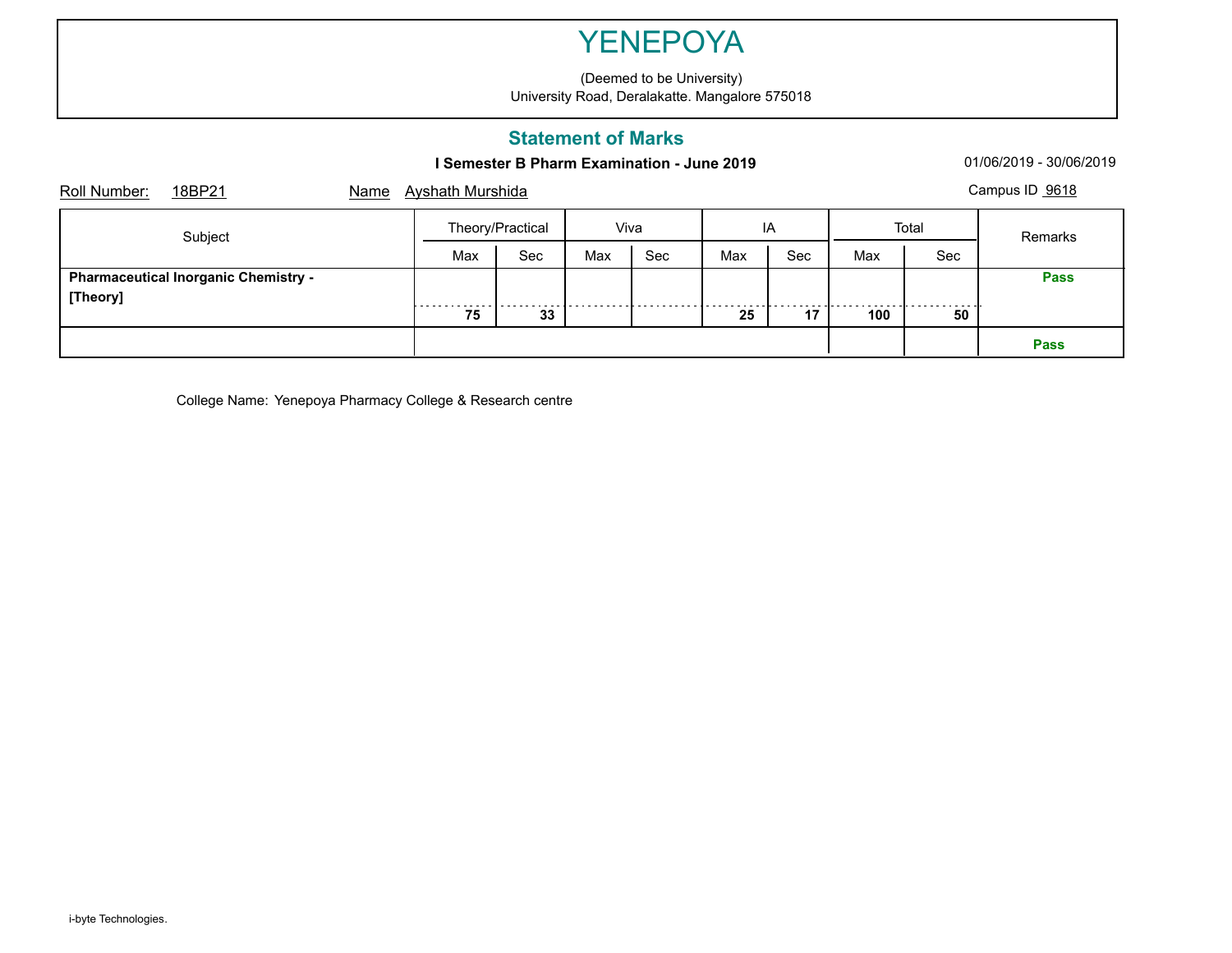# YENEPOYA

(Deemed to be University)
University Road, Deralakatte. Mangalore 575018

## Statement of Marks

**I Semester B Pharm Examination - June 2019**

01/06/2019 - 30/06/2019

Roll Number: 18BP21 Name Ayshath Murshida Campus ID 9618

| Subject | Theory/Practical | | Viva | | IA | | Total | | Remarks |
|---|---|---|---|---|---|---|---|---|---|
| | Max | Sec | Max | Sec | Max | Sec | Max | Sec | |
| **Pharmaceutical Inorganic Chemistry - [Theory]** | **75** | **33** | | | **25** | **17** | **100** | **50** | **Pass** |
| | | | | | | | | | **Pass** |

College Name: Yenepoya Pharmacy College & Research centre

i-byte Technologies.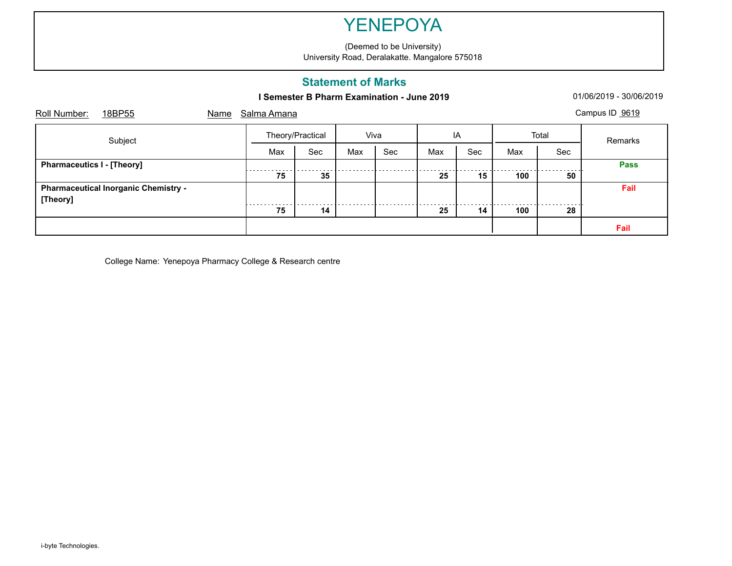# YENEPOYA

(Deemed to be University)
University Road, Deralakatte. Mangalore 575018

## Statement of Marks

**I Semester B Pharm Examination - June 2019**

01/06/2019 - 30/06/2019

Roll Number: 18BP55 Name Salma Amana Campus ID 9619

| Subject | Theory/Practical | | Viva | | IA | | Total | | Remarks |
|---|---|---|---|---|---|---|---|---|---|
| | Max | Sec | Max | Sec | Max | Sec | Max | Sec | |
| **Pharmaceutics I - [Theory]** | **75** | **35** | | | **25** | **15** | **100** | **50** | **Pass** |
| **Pharmaceutical Inorganic Chemistry - [Theory]** | **75** | **14** | | | **25** | **14** | **100** | **28** | **Fail** |
| | | | | | | | | | **Fail** |

College Name: Yenepoya Pharmacy College & Research centre

i-byte Technologies.